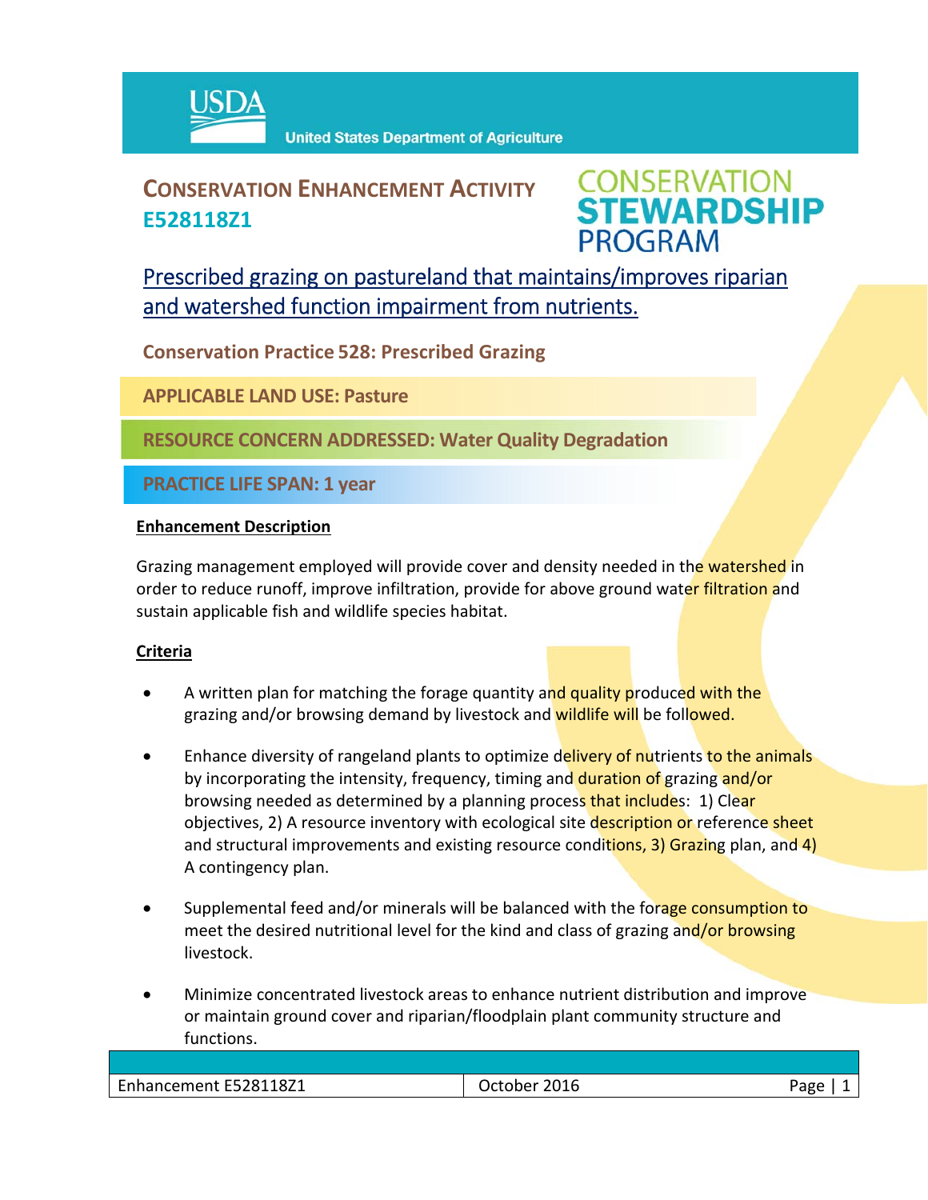USDA United States Department of Agriculture

# CONSERVATION ENHANCEMENT ACTIVITY E528118Z1

CONSERVATION STEWARDSHIP PROGRAM

## Prescribed grazing on pastureland that maintains/improves riparian and watershed function impairment from nutrients.

**Conservation Practice 528: Prescribed Grazing**

**APPLICABLE LAND USE: Pasture**

**RESOURCE CONCERN ADDRESSED: Water Quality Degradation**

**PRACTICE LIFE SPAN: 1 year**

### Enhancement Description

Grazing management employed will provide cover and density needed in the watershed in order to reduce runoff, improve infiltration, provide for above ground water filtration and sustain applicable fish and wildlife species habitat.

### Criteria

- A written plan for matching the forage quantity and quality produced with the grazing and/or browsing demand by livestock and wildlife will be followed.
- Enhance diversity of rangeland plants to optimize delivery of nutrients to the animals by incorporating the intensity, frequency, timing and duration of grazing and/or browsing needed as determined by a planning process that includes: 1) Clear objectives, 2) A resource inventory with ecological site description or reference sheet and structural improvements and existing resource conditions, 3) Grazing plan, and 4) A contingency plan.
- Supplemental feed and/or minerals will be balanced with the forage consumption to meet the desired nutritional level for the kind and class of grazing and/or browsing livestock.
- Minimize concentrated livestock areas to enhance nutrient distribution and improve or maintain ground cover and riparian/floodplain plant community structure and functions.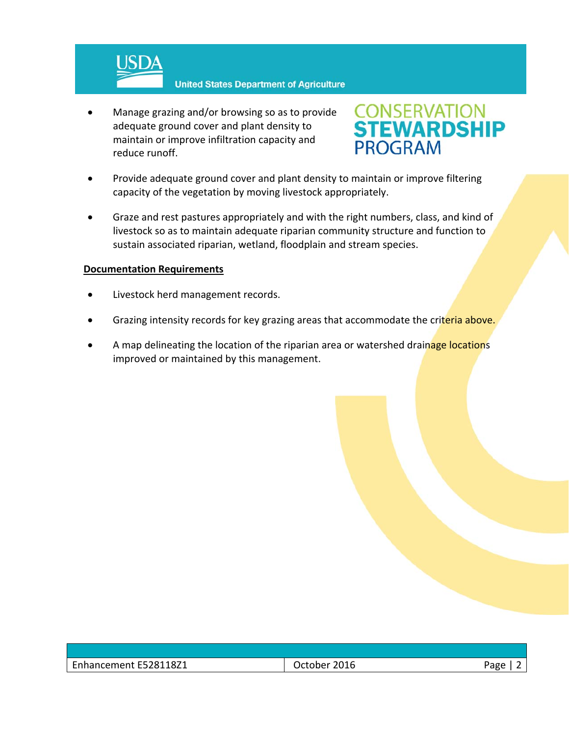- Manage grazing and/or browsing so as to provide adequate ground cover and plant density to maintain or improve infiltration capacity and reduce runoff.

- Provide adequate ground cover and plant density to maintain or improve filtering capacity of the vegetation by moving livestock appropriately.

- Graze and rest pastures appropriately and with the right numbers, class, and kind of livestock so as to maintain adequate riparian community structure and function to sustain associated riparian, wetland, floodplain and stream species.

**Documentation Requirements**

- Livestock herd management records.

- Grazing intensity records for key grazing areas that accommodate the criteria above.

- A map delineating the location of the riparian area or watershed drainage locations improved or maintained by this management.